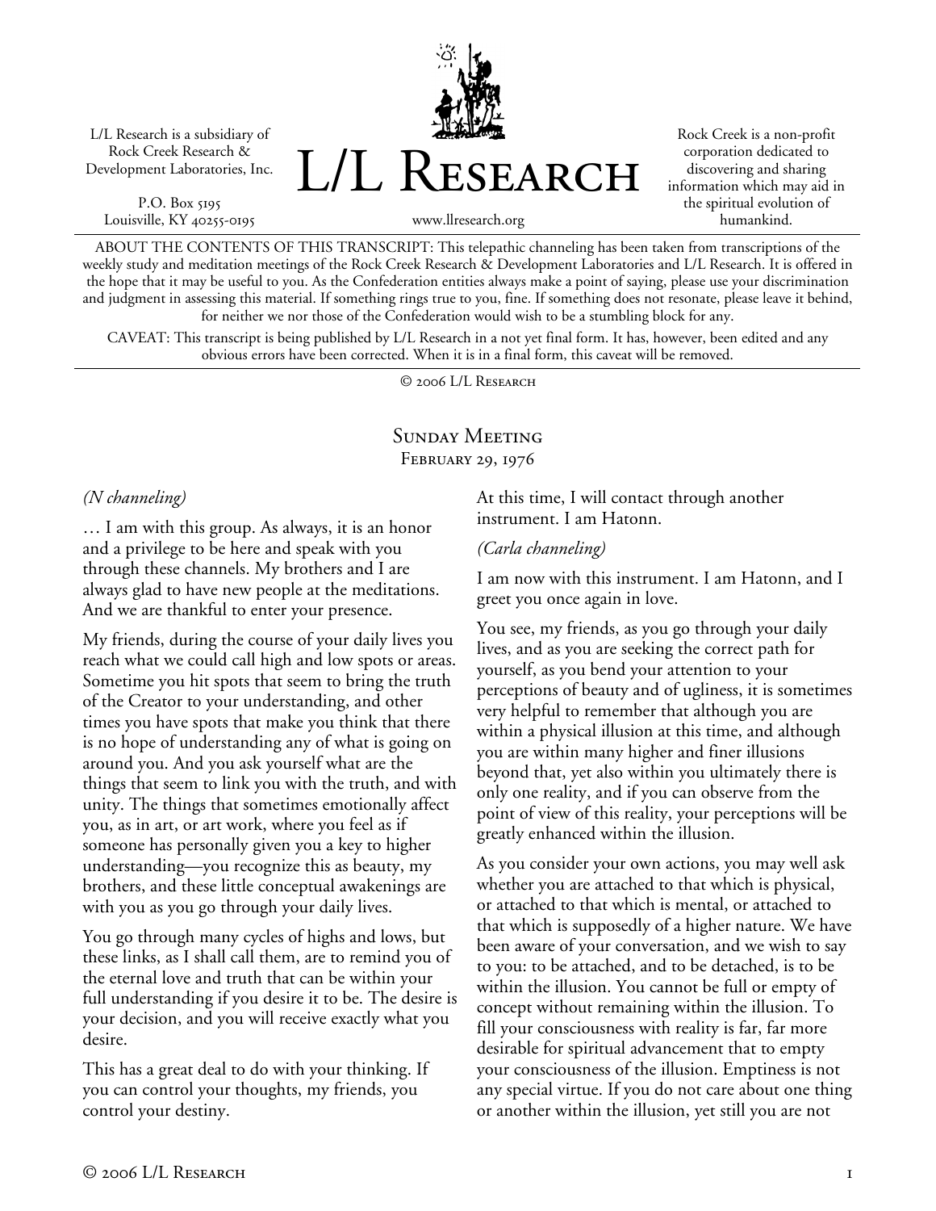L/L Research is a subsidiary of Rock Creek Research & Development Laboratories, Inc.

P.O. Box 5195
Louisville, KY 40255-0195

# L/L Research

www.llresearch.org

Rock Creek is a non-profit corporation dedicated to discovering and sharing information which may aid in the spiritual evolution of humankind.

ABOUT THE CONTENTS OF THIS TRANSCRIPT: This telepathic channeling has been taken from transcriptions of the weekly study and meditation meetings of the Rock Creek Research & Development Laboratories and L/L Research. It is offered in the hope that it may be useful to you. As the Confederation entities always make a point of saying, please use your discrimination and judgment in assessing this material. If something rings true to you, fine. If something does not resonate, please leave it behind, for neither we nor those of the Confederation would wish to be a stumbling block for any.

CAVEAT: This transcript is being published by L/L Research in a not yet final form. It has, however, been edited and any obvious errors have been corrected. When it is in a final form, this caveat will be removed.

© 2006 L/L Research

## Sunday Meeting
### February 29, 1976

*(N channeling)*

… I am with this group. As always, it is an honor and a privilege to be here and speak with you through these channels. My brothers and I are always glad to have new people at the meditations. And we are thankful to enter your presence.

My friends, during the course of your daily lives you reach what we could call high and low spots or areas. Sometime you hit spots that seem to bring the truth of the Creator to your understanding, and other times you have spots that make you think that there is no hope of understanding any of what is going on around you. And you ask yourself what are the things that seem to link you with the truth, and with unity. The things that sometimes emotionally affect you, as in art, or art work, where you feel as if someone has personally given you a key to higher understanding—you recognize this as beauty, my brothers, and these little conceptual awakenings are with you as you go through your daily lives.

You go through many cycles of highs and lows, but these links, as I shall call them, are to remind you of the eternal love and truth that can be within your full understanding if you desire it to be. The desire is your decision, and you will receive exactly what you desire.

This has a great deal to do with your thinking. If you can control your thoughts, my friends, you control your destiny.

At this time, I will contact through another instrument. I am Hatonn.

*(Carla channeling)*

I am now with this instrument. I am Hatonn, and I greet you once again in love.

You see, my friends, as you go through your daily lives, and as you are seeking the correct path for yourself, as you bend your attention to your perceptions of beauty and of ugliness, it is sometimes very helpful to remember that although you are within a physical illusion at this time, and although you are within many higher and finer illusions beyond that, yet also within you ultimately there is only one reality, and if you can observe from the point of view of this reality, your perceptions will be greatly enhanced within the illusion.

As you consider your own actions, you may well ask whether you are attached to that which is physical, or attached to that which is mental, or attached to that which is supposedly of a higher nature. We have been aware of your conversation, and we wish to say to you: to be attached, and to be detached, is to be within the illusion. You cannot be full or empty of concept without remaining within the illusion. To fill your consciousness with reality is far, far more desirable for spiritual advancement that to empty your consciousness of the illusion. Emptiness is not any special virtue. If you do not care about one thing or another within the illusion, yet still you are not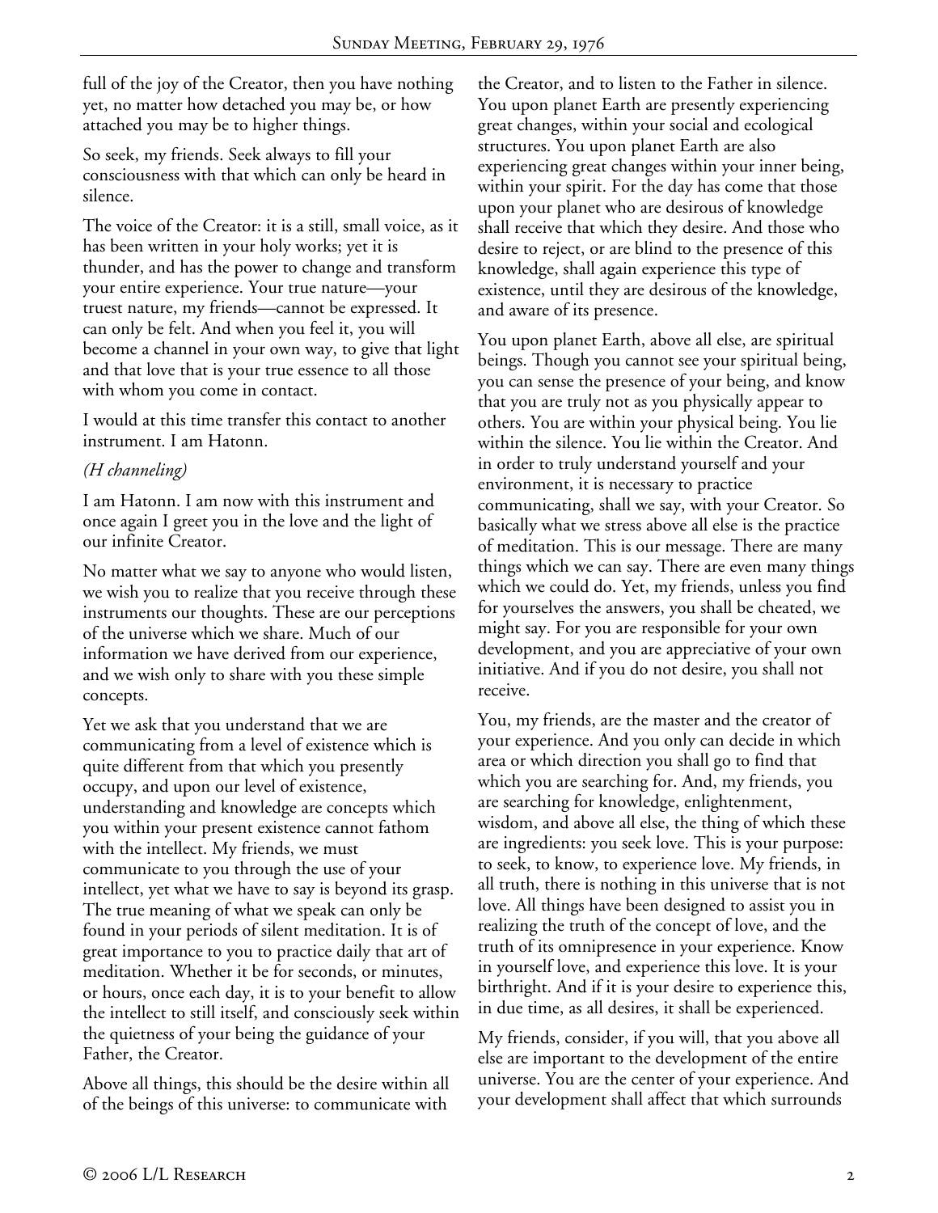full of the joy of the Creator, then you have nothing yet, no matter how detached you may be, or how attached you may be to higher things.

So seek, my friends. Seek always to fill your consciousness with that which can only be heard in silence.

The voice of the Creator: it is a still, small voice, as it has been written in your holy works; yet it is thunder, and has the power to change and transform your entire experience. Your true nature—your truest nature, my friends—cannot be expressed. It can only be felt. And when you feel it, you will become a channel in your own way, to give that light and that love that is your true essence to all those with whom you come in contact.

I would at this time transfer this contact to another instrument. I am Hatonn.

*(H channeling)*

I am Hatonn. I am now with this instrument and once again I greet you in the love and the light of our infinite Creator.

No matter what we say to anyone who would listen, we wish you to realize that you receive through these instruments our thoughts. These are our perceptions of the universe which we share. Much of our information we have derived from our experience, and we wish only to share with you these simple concepts.

Yet we ask that you understand that we are communicating from a level of existence which is quite different from that which you presently occupy, and upon our level of existence, understanding and knowledge are concepts which you within your present existence cannot fathom with the intellect. My friends, we must communicate to you through the use of your intellect, yet what we have to say is beyond its grasp. The true meaning of what we speak can only be found in your periods of silent meditation. It is of great importance to you to practice daily that art of meditation. Whether it be for seconds, or minutes, or hours, once each day, it is to your benefit to allow the intellect to still itself, and consciously seek within the quietness of your being the guidance of your Father, the Creator.

Above all things, this should be the desire within all of the beings of this universe: to communicate with the Creator, and to listen to the Father in silence. You upon planet Earth are presently experiencing great changes, within your social and ecological structures. You upon planet Earth are also experiencing great changes within your inner being, within your spirit. For the day has come that those upon your planet who are desirous of knowledge shall receive that which they desire. And those who desire to reject, or are blind to the presence of this knowledge, shall again experience this type of existence, until they are desirous of the knowledge, and aware of its presence.

You upon planet Earth, above all else, are spiritual beings. Though you cannot see your spiritual being, you can sense the presence of your being, and know that you are truly not as you physically appear to others. You are within your physical being. You lie within the silence. You lie within the Creator. And in order to truly understand yourself and your environment, it is necessary to practice communicating, shall we say, with your Creator. So basically what we stress above all else is the practice of meditation. This is our message. There are many things which we can say. There are even many things which we could do. Yet, my friends, unless you find for yourselves the answers, you shall be cheated, we might say. For you are responsible for your own development, and you are appreciative of your own initiative. And if you do not desire, you shall not receive.

You, my friends, are the master and the creator of your experience. And you only can decide in which area or which direction you shall go to find that which you are searching for. And, my friends, you are searching for knowledge, enlightenment, wisdom, and above all else, the thing of which these are ingredients: you seek love. This is your purpose: to seek, to know, to experience love. My friends, in all truth, there is nothing in this universe that is not love. All things have been designed to assist you in realizing the truth of the concept of love, and the truth of its omnipresence in your experience. Know in yourself love, and experience this love. It is your birthright. And if it is your desire to experience this, in due time, as all desires, it shall be experienced.

My friends, consider, if you will, that you above all else are important to the development of the entire universe. You are the center of your experience. And your development shall affect that which surrounds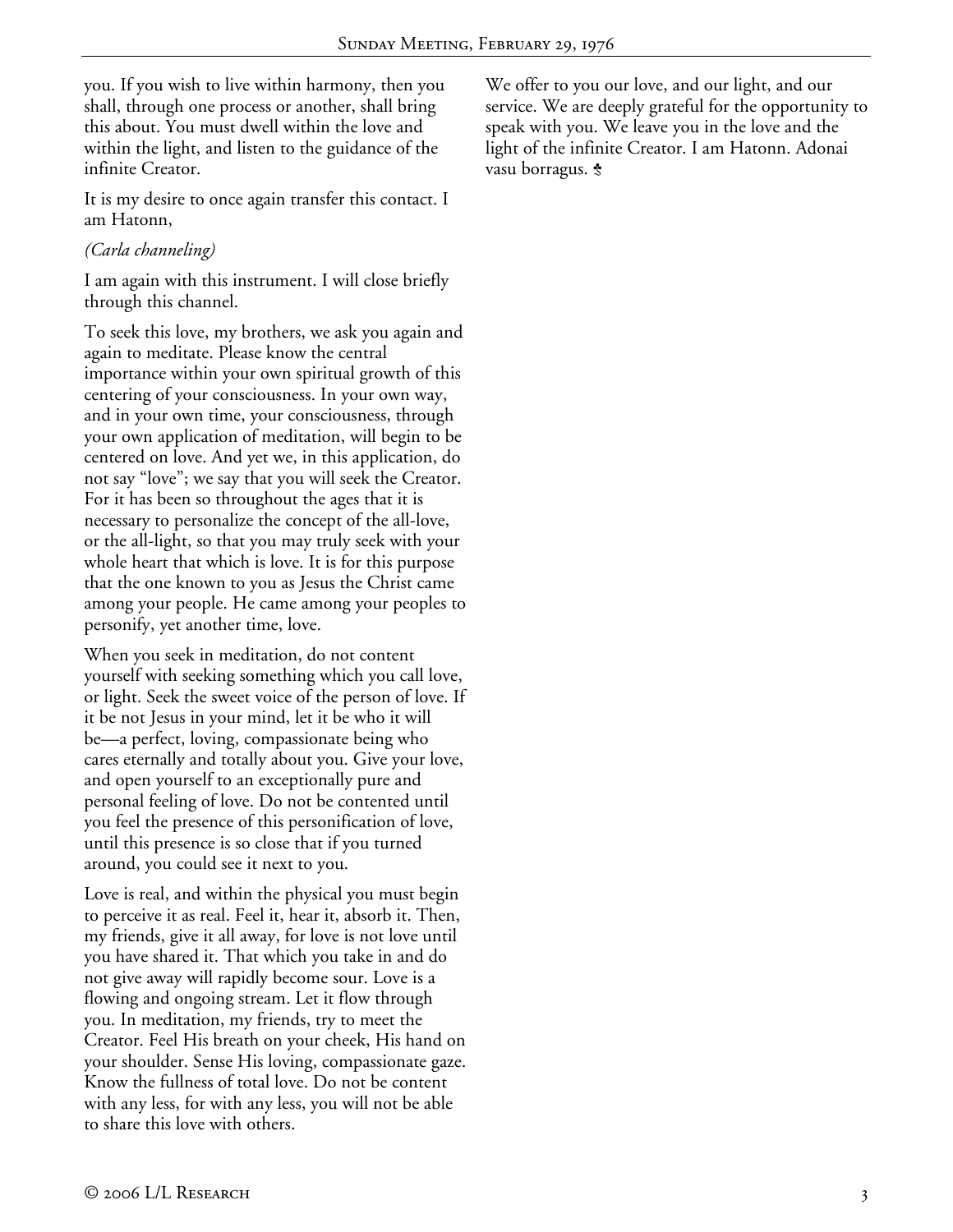you. If you wish to live within harmony, then you shall, through one process or another, shall bring this about. You must dwell within the love and within the light, and listen to the guidance of the infinite Creator.

It is my desire to once again transfer this contact. I am Hatonn,

*(Carla channeling)*

I am again with this instrument. I will close briefly through this channel.

To seek this love, my brothers, we ask you again and again to meditate. Please know the central importance within your own spiritual growth of this centering of your consciousness. In your own way, and in your own time, your consciousness, through your own application of meditation, will begin to be centered on love. And yet we, in this application, do not say "love"; we say that you will seek the Creator. For it has been so throughout the ages that it is necessary to personalize the concept of the all-love, or the all-light, so that you may truly seek with your whole heart that which is love. It is for this purpose that the one known to you as Jesus the Christ came among your people. He came among your peoples to personify, yet another time, love.

When you seek in meditation, do not content yourself with seeking something which you call love, or light. Seek the sweet voice of the person of love. If it be not Jesus in your mind, let it be who it will be—a perfect, loving, compassionate being who cares eternally and totally about you. Give your love, and open yourself to an exceptionally pure and personal feeling of love. Do not be contented until you feel the presence of this personification of love, until this presence is so close that if you turned around, you could see it next to you.

Love is real, and within the physical you must begin to perceive it as real. Feel it, hear it, absorb it. Then, my friends, give it all away, for love is not love until you have shared it. That which you take in and do not give away will rapidly become sour. Love is a flowing and ongoing stream. Let it flow through you. In meditation, my friends, try to meet the Creator. Feel His breath on your cheek, His hand on your shoulder. Sense His loving, compassionate gaze. Know the fullness of total love. Do not be content with any less, for with any less, you will not be able to share this love with others.

We offer to you our love, and our light, and our service. We are deeply grateful for the opportunity to speak with you. We leave you in the love and the light of the infinite Creator. I am Hatonn. Adonai vasu borragus.